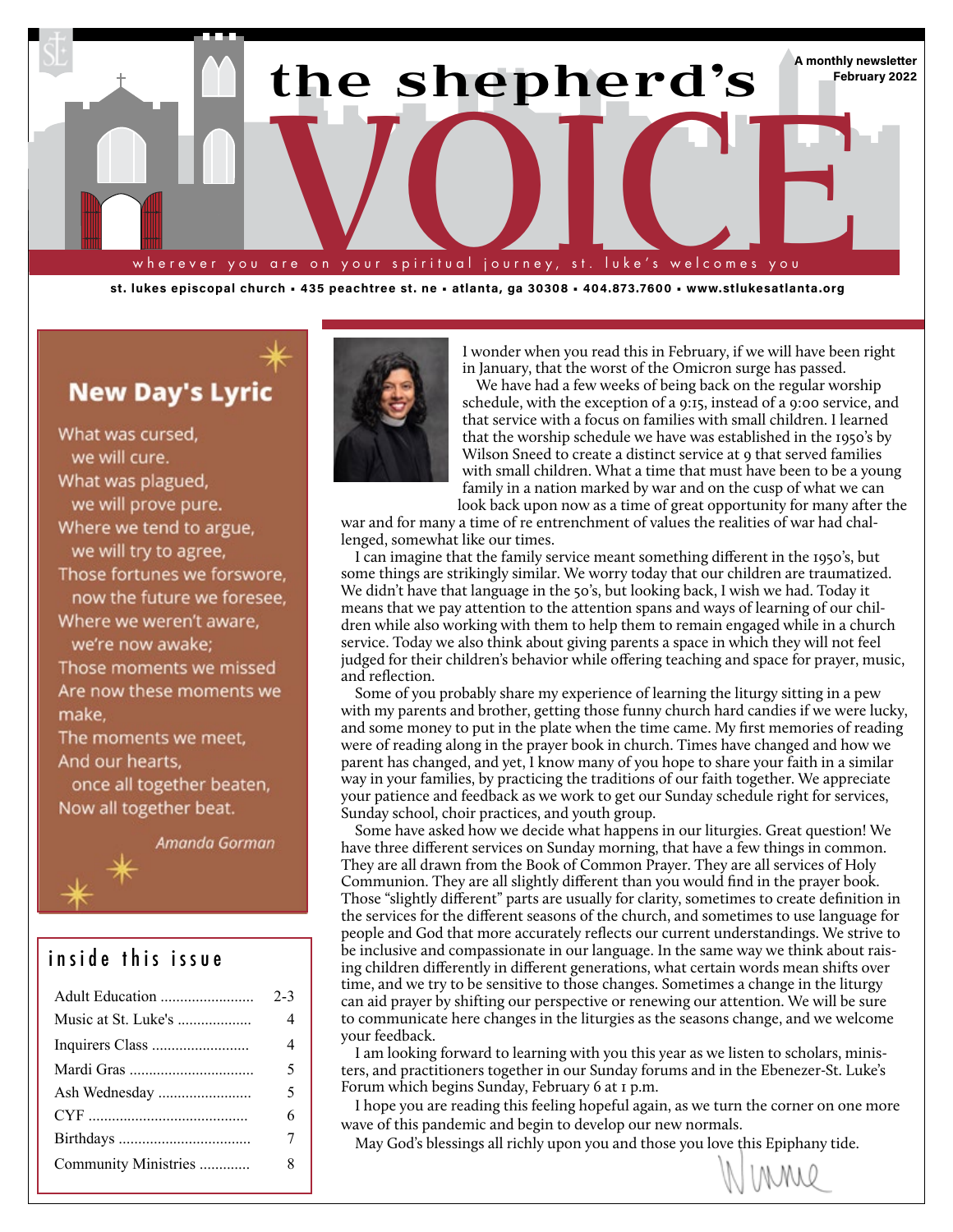# the shepherd's VOICE

A monthly newsletter
February 2022

wherever you are on your spiritual journey, st. luke's welcomes you

st. lukes episcopal church ▪ 435 peachtree st. ne ▪ atlanta, ga 30308 ▪ 404.873.7600 ▪ www.stlukesatlanta.org

## New Day's Lyric

What was cursed,
we will cure.
What was plagued,
we will prove pure.
Where we tend to argue,
we will try to agree,
Those fortunes we forswore,
now the future we foresee,
Where we weren't aware,
we're now awake;
Those moments we missed
Are now these moments we make,
The moments we meet,
And our hearts,
once all together beaten,
Now all together beat.

*Amanda Gorman*

## inside this issue

| | |
|---|---|
| Adult Education | 2-3 |
| Music at St. Luke's | 4 |
| Inquirers Class | 4 |
| Mardi Gras | 5 |
| Ash Wednesday | 5 |
| CYF | 6 |
| Birthdays | 7 |
| Community Ministries | 8 |

I wonder when you read this in February, if we will have been right in January, that the worst of the Omicron surge has passed.

We have had a few weeks of being back on the regular worship schedule, with the exception of a 9:15, instead of a 9:00 service, and that service with a focus on families with small children. I learned that the worship schedule we have was established in the 1950's by Wilson Sneed to create a distinct service at 9 that served families with small children. What a time that must have been to be a young family in a nation marked by war and on the cusp of what we can look back upon now as a time of great opportunity for many after the war and for many a time of re entrenchment of values the realities of war had challenged, somewhat like our times.

I can imagine that the family service meant something different in the 1950's, but some things are strikingly similar. We worry today that our children are traumatized. We didn't have that language in the 50's, but looking back, I wish we had. Today it means that we pay attention to the attention spans and ways of learning of our children while also working with them to help them to remain engaged while in a church service. Today we also think about giving parents a space in which they will not feel judged for their children's behavior while offering teaching and space for prayer, music, and reflection.

Some of you probably share my experience of learning the liturgy sitting in a pew with my parents and brother, getting those funny church hard candies if we were lucky, and some money to put in the plate when the time came. My first memories of reading were of reading along in the prayer book in church. Times have changed and how we parent has changed, and yet, I know many of you hope to share your faith in a similar way in your families, by practicing the traditions of our faith together. We appreciate your patience and feedback as we work to get our Sunday schedule right for services, Sunday school, choir practices, and youth group.

Some have asked how we decide what happens in our liturgies. Great question! We have three different services on Sunday morning, that have a few things in common. They are all drawn from the Book of Common Prayer. They are all services of Holy Communion. They are all slightly different than you would find in the prayer book. Those "slightly different" parts are usually for clarity, sometimes to create definition in the services for the different seasons of the church, and sometimes to use language for people and God that more accurately reflects our current understandings. We strive to be inclusive and compassionate in our language. In the same way we think about raising children differently in different generations, what certain words mean shifts over time, and we try to be sensitive to those changes. Sometimes a change in the liturgy can aid prayer by shifting our perspective or renewing our attention. We will be sure to communicate here changes in the liturgies as the seasons change, and we welcome your feedback.

I am looking forward to learning with you this year as we listen to scholars, ministers, and practitioners together in our Sunday forums and in the Ebenezer-St. Luke's Forum which begins Sunday, February 6 at 1 p.m.

I hope you are reading this feeling hopeful again, as we turn the corner on one more wave of this pandemic and begin to develop our new normals.

May God's blessings all richly upon you and those you love this Epiphany tide.

Winnie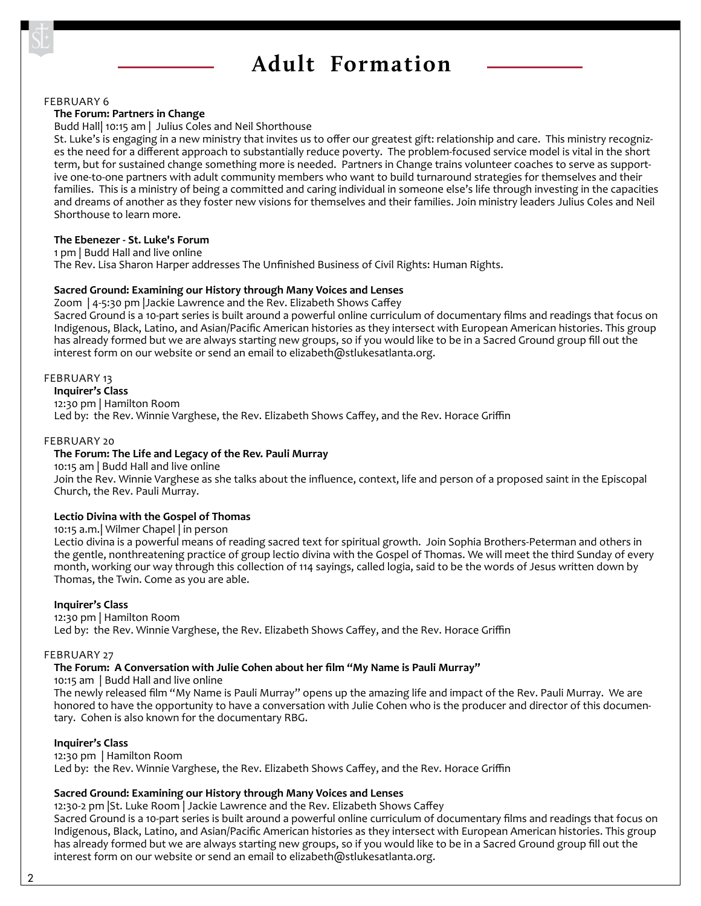# Adult Formation

FEBRUARY 6

**The Forum: Partners in Change**

Budd Hall| 10:15 am | Julius Coles and Neil Shorthouse

St. Luke's is engaging in a new ministry that invites us to offer our greatest gift: relationship and care. This ministry recognizes the need for a different approach to substantially reduce poverty. The problem-focused service model is vital in the short term, but for sustained change something more is needed. Partners in Change trains volunteer coaches to serve as supportive one-to-one partners with adult community members who want to build turnaround strategies for themselves and their families. This is a ministry of being a committed and caring individual in someone else's life through investing in the capacities and dreams of another as they foster new visions for themselves and their families. Join ministry leaders Julius Coles and Neil Shorthouse to learn more.

**The Ebenezer - St. Luke's Forum**

1 pm | Budd Hall and live online

The Rev. Lisa Sharon Harper addresses The Unfinished Business of Civil Rights: Human Rights.

**Sacred Ground: Examining our History through Many Voices and Lenses**

Zoom | 4-5:30 pm |Jackie Lawrence and the Rev. Elizabeth Shows Caffey

Sacred Ground is a 10-part series is built around a powerful online curriculum of documentary films and readings that focus on Indigenous, Black, Latino, and Asian/Pacific American histories as they intersect with European American histories. This group has already formed but we are always starting new groups, so if you would like to be in a Sacred Ground group fill out the interest form on our website or send an email to elizabeth@stlukesatlanta.org.

FEBRUARY 13

**Inquirer's Class**

12:30 pm | Hamilton Room

Led by: the Rev. Winnie Varghese, the Rev. Elizabeth Shows Caffey, and the Rev. Horace Griffin

FEBRUARY 20

**The Forum: The Life and Legacy of the Rev. Pauli Murray**

10:15 am | Budd Hall and live online

Join the Rev. Winnie Varghese as she talks about the influence, context, life and person of a proposed saint in the Episcopal Church, the Rev. Pauli Murray.

**Lectio Divina with the Gospel of Thomas**

10:15 a.m.| Wilmer Chapel | in person

Lectio divina is a powerful means of reading sacred text for spiritual growth. Join Sophia Brothers-Peterman and others in the gentle, nonthreatening practice of group lectio divina with the Gospel of Thomas. We will meet the third Sunday of every month, working our way through this collection of 114 sayings, called logia, said to be the words of Jesus written down by Thomas, the Twin. Come as you are able.

**Inquirer's Class**

12:30 pm | Hamilton Room

Led by: the Rev. Winnie Varghese, the Rev. Elizabeth Shows Caffey, and the Rev. Horace Griffin

FEBRUARY 27

**The Forum: A Conversation with Julie Cohen about her film "My Name is Pauli Murray"**

10:15 am | Budd Hall and live online

The newly released film "My Name is Pauli Murray" opens up the amazing life and impact of the Rev. Pauli Murray. We are honored to have the opportunity to have a conversation with Julie Cohen who is the producer and director of this documentary. Cohen is also known for the documentary RBG.

**Inquirer's Class**

12:30 pm | Hamilton Room

Led by: the Rev. Winnie Varghese, the Rev. Elizabeth Shows Caffey, and the Rev. Horace Griffin

**Sacred Ground: Examining our History through Many Voices and Lenses**

12:30-2 pm |St. Luke Room | Jackie Lawrence and the Rev. Elizabeth Shows Caffey

Sacred Ground is a 10-part series is built around a powerful online curriculum of documentary films and readings that focus on Indigenous, Black, Latino, and Asian/Pacific American histories as they intersect with European American histories. This group has already formed but we are always starting new groups, so if you would like to be in a Sacred Ground group fill out the interest form on our website or send an email to elizabeth@stlukesatlanta.org.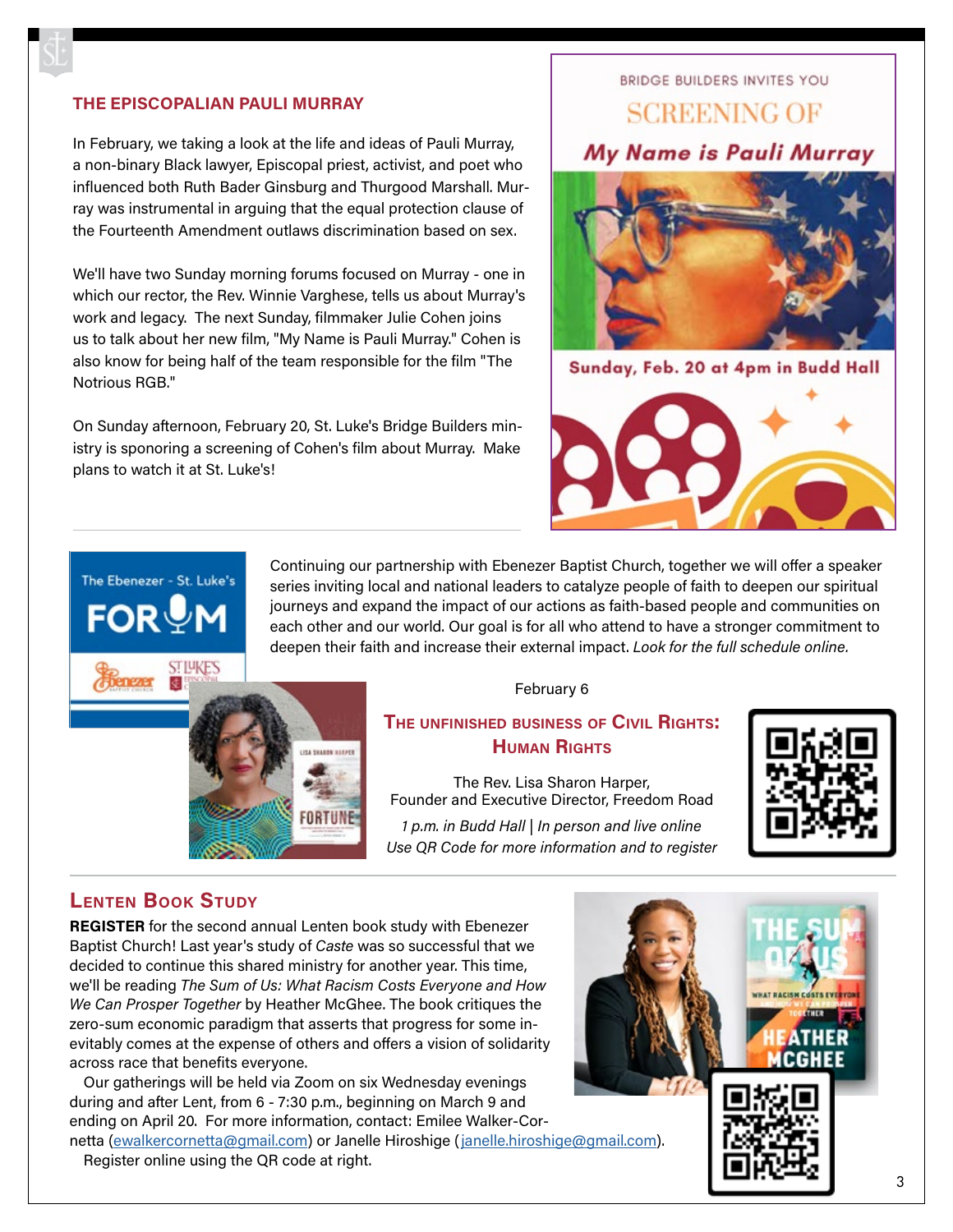## THE EPISCOPALIAN PAULI MURRAY

In February, we taking a look at the life and ideas of Pauli Murray, a non-binary Black lawyer, Episcopal priest, activist, and poet who influenced both Ruth Bader Ginsburg and Thurgood Marshall. Murray was instrumental in arguing that the equal protection clause of the Fourteenth Amendment outlaws discrimination based on sex.

We'll have two Sunday morning forums focused on Murray - one in which our rector, the Rev. Winnie Varghese, tells us about Murray's work and legacy. The next Sunday, filmmaker Julie Cohen joins us to talk about her new film, "My Name is Pauli Murray." Cohen is also know for being half of the team responsible for the film "The Notrious RGB."

On Sunday afternoon, February 20, St. Luke's Bridge Builders ministry is sponoring a screening of Cohen's film about Murray. Make plans to watch it at St. Luke's!

BRIDGE BUILDERS INVITES YOU

**SCREENING OF**

***My Name is Pauli Murray***

**Sunday, Feb. 20 at 4pm in Budd Hall**

---

The Ebenezer - St. Luke's FORUM

Continuing our partnership with Ebenezer Baptist Church, together we will offer a speaker series inviting local and national leaders to catalyze people of faith to deepen our spiritual journeys and expand the impact of our actions as faith-based people and communities on each other and our world. Our goal is for all who attend to have a stronger commitment to deepen their faith and increase their external impact. *Look for the full schedule online.*

February 6

### THE UNFINISHED BUSINESS OF CIVIL RIGHTS: HUMAN RIGHTS

The Rev. Lisa Sharon Harper,
Founder and Executive Director, Freedom Road

*1 p.m. in Budd Hall | In person and live online*
*Use QR Code for more information and to register*

---

## LENTEN BOOK STUDY

**REGISTER** for the second annual Lenten book study with Ebenezer Baptist Church! Last year's study of *Caste* was so successful that we decided to continue this shared ministry for another year. This time, we'll be reading *The Sum of Us: What Racism Costs Everyone and How We Can Prosper Together* by Heather McGhee. The book critiques the zero-sum economic paradigm that asserts that progress for some inevitably comes at the expense of others and offers a vision of solidarity across race that benefits everyone.

Our gatherings will be held via Zoom on six Wednesday evenings during and after Lent, from 6 - 7:30 p.m., beginning on March 9 and ending on April 20. For more information, contact: Emilee Walker-Cornetta (ewalkercornetta@gmail.com) or Janelle Hiroshige (janelle.hiroshige@gmail.com).

Register online using the QR code at right.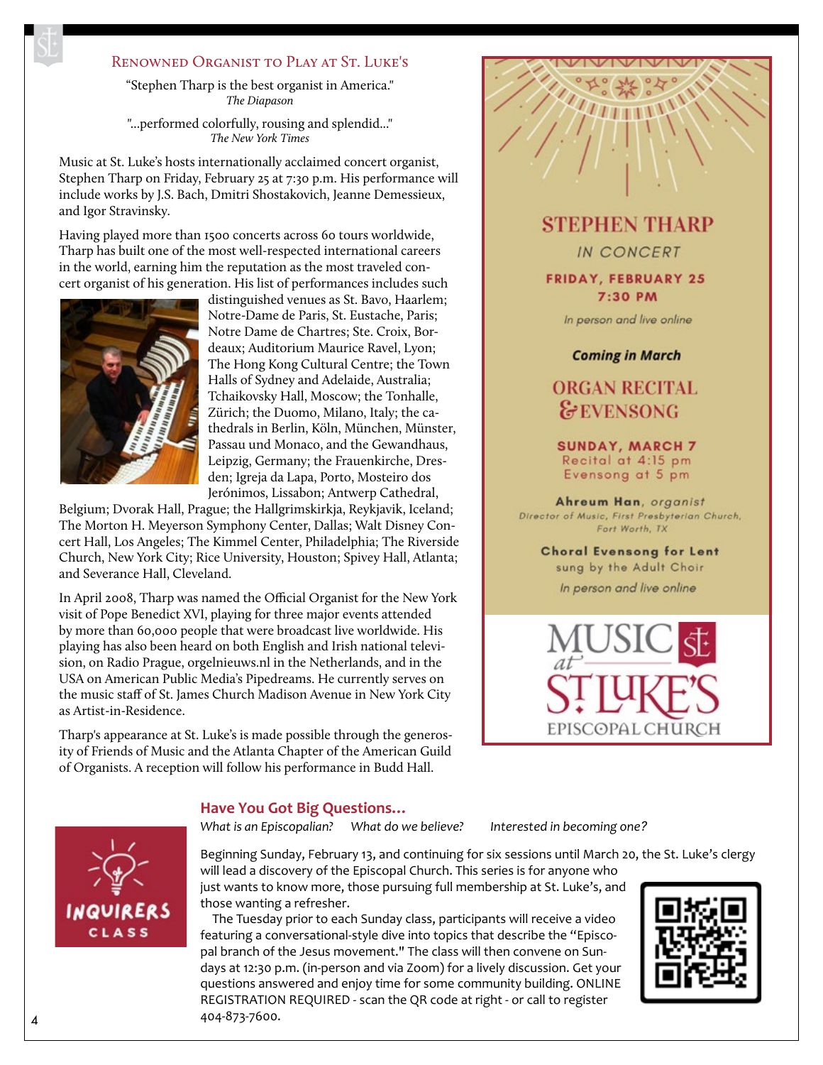## Renowned Organist to Play at St. Luke's

"Stephen Tharp is the best organist in America."
*The Diapason*

"...performed colorfully, rousing and splendid..."
*The New York Times*

Music at St. Luke's hosts internationally acclaimed concert organist, Stephen Tharp on Friday, February 25 at 7:30 p.m. His performance will include works by J.S. Bach, Dmitri Shostakovich, Jeanne Demessieux, and Igor Stravinsky.

Having played more than 1500 concerts across 60 tours worldwide, Tharp has built one of the most well-respected international careers in the world, earning him the reputation as the most traveled concert organist of his generation. His list of performances includes such distinguished venues as St. Bavo, Haarlem; Notre-Dame de Paris, St. Eustache, Paris; Notre Dame de Chartres; Ste. Croix, Bordeaux; Auditorium Maurice Ravel, Lyon; The Hong Kong Cultural Centre; the Town Halls of Sydney and Adelaide, Australia; Tchaikovsky Hall, Moscow; the Tonhalle, Zürich; the Duomo, Milano, Italy; the cathedrals in Berlin, Köln, München, Münster, Passau und Monaco, and the Gewandhaus, Leipzig, Germany; the Frauenkirche, Dresden; Igreja da Lapa, Porto, Mosteiro dos Jerónimos, Lissabon; Antwerp Cathedral, Belgium; Dvorak Hall, Prague; the Hallgrimskirkja, Reykjavik, Iceland; The Morton H. Meyerson Symphony Center, Dallas; Walt Disney Concert Hall, Los Angeles; The Kimmel Center, Philadelphia; The Riverside Church, New York City; Rice University, Houston; Spivey Hall, Atlanta; and Severance Hall, Cleveland.

In April 2008, Tharp was named the Official Organist for the New York visit of Pope Benedict XVI, playing for three major events attended by more than 60,000 people that were broadcast live worldwide. His playing has also been heard on both English and Irish national television, on Radio Prague, orgelnieuws.nl in the Netherlands, and in the USA on American Public Media's Pipedreams. He currently serves on the music staff of St. James Church Madison Avenue in New York City as Artist-in-Residence.

Tharp's appearance at St. Luke's is made possible through the generosity of Friends of Music and the Atlanta Chapter of the American Guild of Organists. A reception will follow his performance in Budd Hall.

**STEPHEN THARP**
*IN CONCERT*

**FRIDAY, FEBRUARY 25**
**7:30 PM**

*In person and live online*

***Coming in March***

**ORGAN RECITAL & EVENSONG**

**SUNDAY, MARCH 7**
Recital at 4:15 pm
Evensong at 5 pm

**Ahreum Han**, *organist*
*Director of Music, First Presbyterian Church, Fort Worth, TX*

**Choral Evensong for Lent**
sung by the Adult Choir
*In person and live online*

MUSIC *at* ST LUKE'S
EPISCOPAL CHURCH

## Have You Got Big Questions...

*What is an Episcopalian?* *What do we believe?* *Interested in becoming one?*

INQUIRERS CLASS

Beginning Sunday, February 13, and continuing for six sessions until March 20, the St. Luke's clergy will lead a discovery of the Episcopal Church. This series is for anyone who just wants to know more, those pursuing full membership at St. Luke's, and those wanting a refresher.

The Tuesday prior to each Sunday class, participants will receive a video featuring a conversational-style dive into topics that describe the "Episcopal branch of the Jesus movement." The class will then convene on Sundays at 12:30 p.m. (in-person and via Zoom) for a lively discussion. Get your questions answered and enjoy time for some community building. ONLINE REGISTRATION REQUIRED - scan the QR code at right - or call to register 404-873-7600.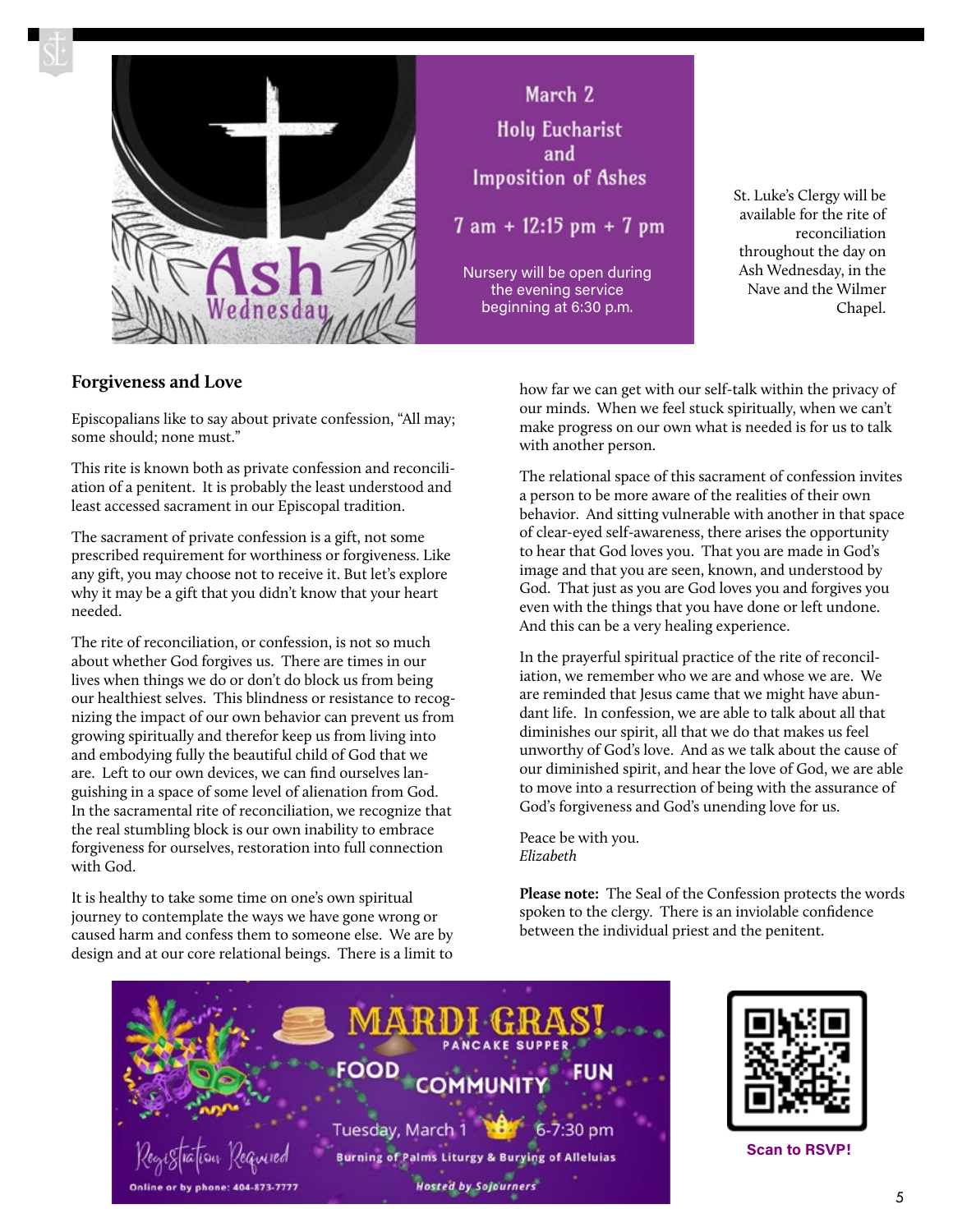Ash Wednesday

March 2

Holy Eucharist and Imposition of Ashes

7 am + 12:15 pm + 7 pm

Nursery will be open during the evening service beginning at 6:30 p.m.

St. Luke's Clergy will be available for the rite of reconciliation throughout the day on Ash Wednesday, in the Nave and the Wilmer Chapel.

## Forgiveness and Love

Episcopalians like to say about private confession, "All may; some should; none must."

This rite is known both as private confession and reconciliation of a penitent. It is probably the least understood and least accessed sacrament in our Episcopal tradition.

The sacrament of private confession is a gift, not some prescribed requirement for worthiness or forgiveness. Like any gift, you may choose not to receive it. But let's explore why it may be a gift that you didn't know that your heart needed.

The rite of reconciliation, or confession, is not so much about whether God forgives us. There are times in our lives when things we do or don't do block us from being our healthiest selves. This blindness or resistance to recognizing the impact of our own behavior can prevent us from growing spiritually and therefor keep us from living into and embodying fully the beautiful child of God that we are. Left to our own devices, we can find ourselves languishing in a space of some level of alienation from God. In the sacramental rite of reconciliation, we recognize that the real stumbling block is our own inability to embrace forgiveness for ourselves, restoration into full connection with God.

It is healthy to take some time on one's own spiritual journey to contemplate the ways we have gone wrong or caused harm and confess them to someone else. We are by design and at our core relational beings. There is a limit to how far we can get with our self-talk within the privacy of our minds. When we feel stuck spiritually, when we can't make progress on our own what is needed is for us to talk with another person.

The relational space of this sacrament of confession invites a person to be more aware of the realities of their own behavior. And sitting vulnerable with another in that space of clear-eyed self-awareness, there arises the opportunity to hear that God loves you. That you are made in God's image and that you are seen, known, and understood by God. That just as you are God loves you and forgives you even with the things that you have done or left undone. And this can be a very healing experience.

In the prayerful spiritual practice of the rite of reconciliation, we remember who we are and whose we are. We are reminded that Jesus came that we might have abundant life. In confession, we are able to talk about all that diminishes our spirit, all that we do that makes us feel unworthy of God's love. And as we talk about the cause of our diminished spirit, and hear the love of God, we are able to move into a resurrection of being with the assurance of God's forgiveness and God's unending love for us.

Peace be with you.
*Elizabeth*

**Please note:** The Seal of the Confession protects the words spoken to the clergy. There is an inviolable confidence between the individual priest and the penitent.

MARDI GRAS! PANCAKE SUPPER

FOOD COMMUNITY FUN

Tuesday, March 1 6-7:30 pm

Burning of Palms Liturgy & Burying of Alleluias

Hosted by Sojourners

Registration Required

Online or by phone: 404-873-7777

Scan to RSVP!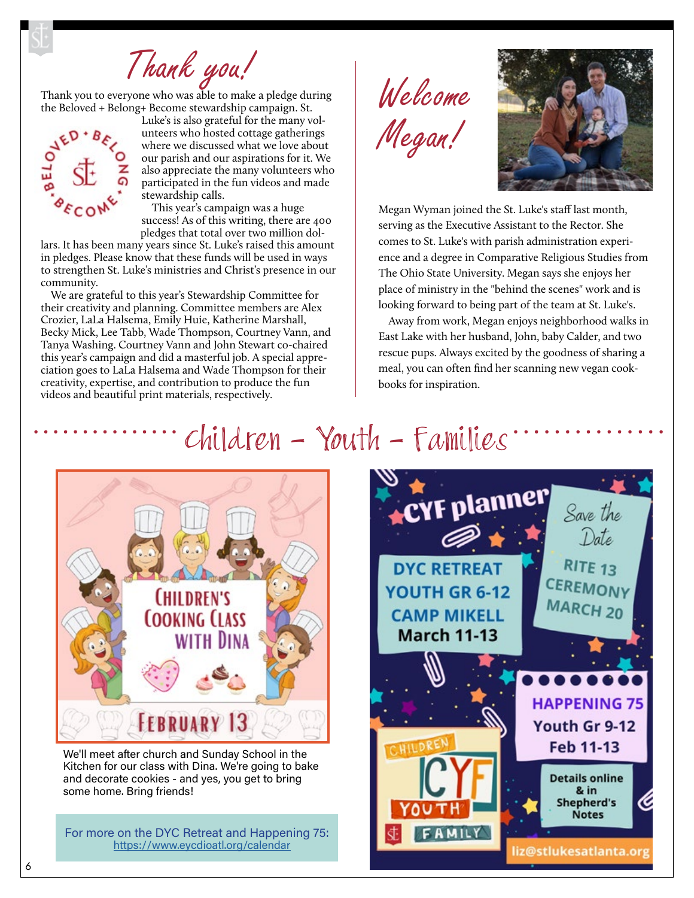# Thank you!

Thank you to everyone who was able to make a pledge during the Beloved + Belong+ Become stewardship campaign. St. Luke's is also grateful for the many volunteers who hosted cottage gatherings where we discussed what we love about our parish and our aspirations for it. We also appreciate the many volunteers who participated in the fun videos and made stewardship calls.

This year's campaign was a huge success! As of this writing, there are 400 pledges that total over two million dollars. It has been many years since St. Luke's raised this amount in pledges. Please know that these funds will be used in ways to strengthen St. Luke's ministries and Christ's presence in our community.

We are grateful to this year's Stewardship Committee for their creativity and planning. Committee members are Alex Crozier, LaLa Halsema, Emily Huie, Katherine Marshall, Becky Mick, Lee Tabb, Wade Thompson, Courtney Vann, and Tanya Washing. Courtney Vann and John Stewart co-chaired this year's campaign and did a masterful job. A special appreciation goes to LaLa Halsema and Wade Thompson for their creativity, expertise, and contribution to produce the fun videos and beautiful print materials, respectively.

# Welcome Megan!

Megan Wyman joined the St. Luke's staff last month, serving as the Executive Assistant to the Rector. She comes to St. Luke's with parish administration experience and a degree in Comparative Religious Studies from The Ohio State University. Megan says she enjoys her place of ministry in the "behind the scenes" work and is looking forward to being part of the team at St. Luke's.

Away from work, Megan enjoys neighborhood walks in East Lake with her husband, John, baby Calder, and two rescue pups. Always excited by the goodness of sharing a meal, you can often find her scanning new vegan cookbooks for inspiration.

# Children - Youth - Families

## Children's Cooking Class with Dina

**February 13**

We'll meet after church and Sunday School in the Kitchen for our class with Dina. We're going to bake and decorate cookies - and yes, you get to bring some home. Bring friends!

For more on the DYC Retreat and Happening 75:
https://www.eycdioatl.org/calendar

## CYF planner

**DYC RETREAT**
**YOUTH GR 6-12**
**CAMP MIKELL**
**March 11-13**

*Save the Date*
**RITE 13 CEREMONY**
**MARCH 20**

**HAPPENING 75**
**Youth Gr 9-12**
**Feb 11-13**

Details online & in Shepherd's Notes

CHILDREN · CYF · YOUTH · FAMILY

liz@stlukesatlanta.org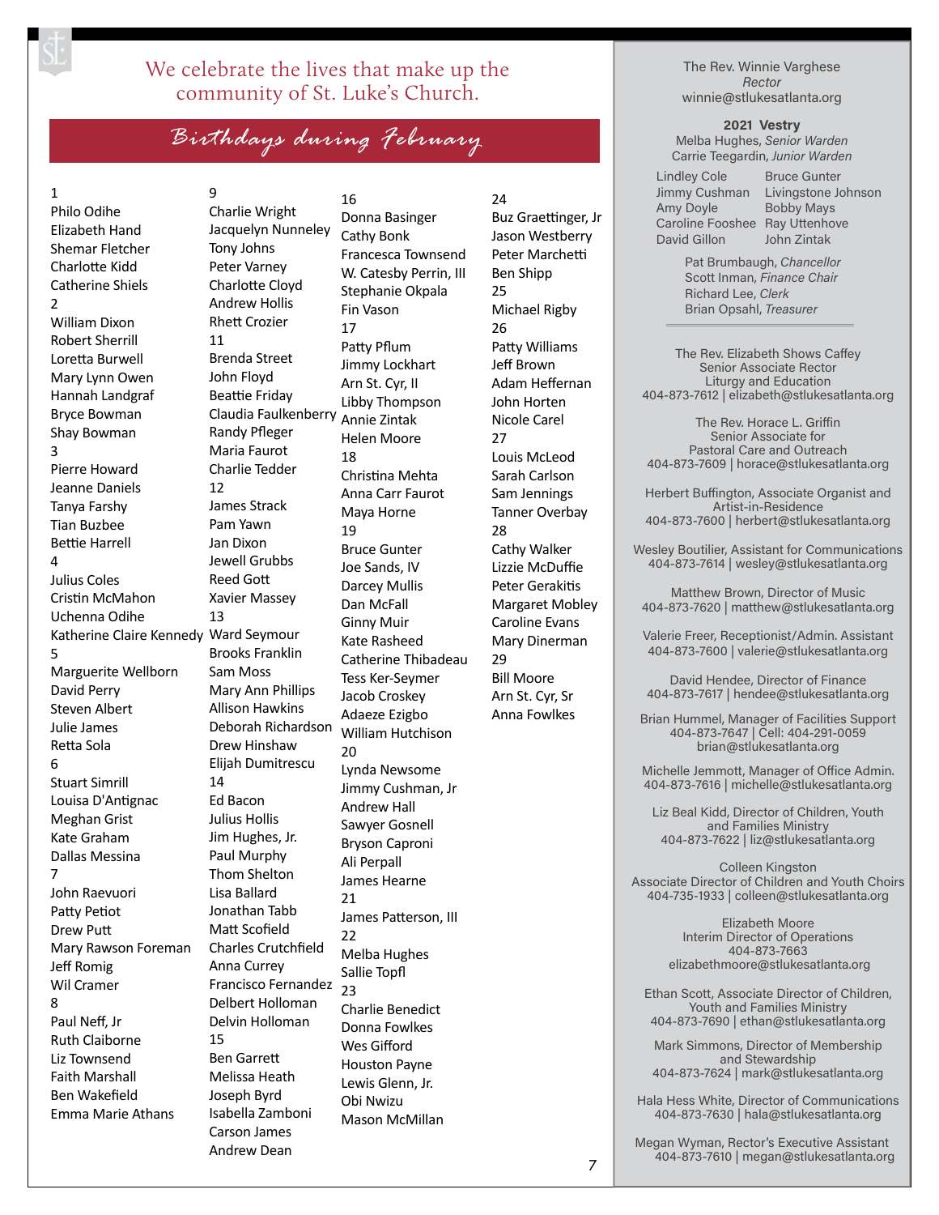We celebrate the lives that make up the community of St. Luke's Church.

## Birthdays during February

**1**
Philo Odihe
Elizabeth Hand
Shemar Fletcher
Charlotte Kidd
Catherine Shiels

**2**
William Dixon
Robert Sherrill
Loretta Burwell
Mary Lynn Owen
Hannah Landgraf
Bryce Bowman
Shay Bowman

**3**
Pierre Howard
Jeanne Daniels
Tanya Farshy
Tian Buzbee
Bettie Harrell

**4**
Julius Coles
Cristin McMahon
Uchenna Odihe
Katherine Claire Kennedy

**5**
Marguerite Wellborn
David Perry
Steven Albert
Julie James
Retta Sola

**6**
Stuart Simrill
Louisa D'Antignac
Meghan Grist
Kate Graham
Dallas Messina

**7**
John Raevuori
Patty Petiot
Drew Putt
Mary Rawson Foreman
Jeff Romig
Wil Cramer

**8**
Paul Neff, Jr
Ruth Claiborne
Liz Townsend
Faith Marshall
Ben Wakefield
Emma Marie Athans

**9**
Charlie Wright
Jacquelyn Nunneley
Tony Johns
Peter Varney
Charlotte Cloyd
Andrew Hollis
Rhett Crozier

**11**
Brenda Street
John Floyd
Beattie Friday
Claudia Faulkenberry
Randy Pfleger
Maria Faurot
Charlie Tedder

**12**
James Strack
Pam Yawn
Jan Dixon
Jewell Grubbs
Reed Gott
Xavier Massey

**13**
Ward Seymour
Brooks Franklin
Sam Moss
Mary Ann Phillips
Allison Hawkins
Deborah Richardson
Drew Hinshaw
Elijah Dumitrescu

**14**
Ed Bacon
Julius Hollis
Jim Hughes, Jr.
Paul Murphy
Thom Shelton
Lisa Ballard
Jonathan Tabb
Matt Scofield
Charles Crutchfield
Anna Currey
Francisco Fernandez
Delbert Holloman
Delvin Holloman

**15**
Ben Garrett
Melissa Heath
Joseph Byrd
Isabella Zamboni
Carson James
Andrew Dean

**16**
Donna Basinger
Cathy Bonk
Francesca Townsend
W. Catesby Perrin, III
Stephanie Okpala
Fin Vason

**17**
Patty Pflum
Jimmy Lockhart
Arn St. Cyr, II
Libby Thompson
Annie Zintak
Helen Moore

**18**
Christina Mehta
Anna Carr Faurot
Maya Horne

**19**
Bruce Gunter
Joe Sands, IV
Darcey Mullis
Dan McFall
Ginny Muir
Kate Rasheed
Catherine Thibadeau
Tess Ker-Seymer
Jacob Croskey
Adaeze Ezigbo
William Hutchison

**20**
Lynda Newsome
Jimmy Cushman, Jr
Andrew Hall
Sawyer Gosnell
Bryson Caproni
Ali Perpall
James Hearne

**21**
James Patterson, III

**22**
Melba Hughes
Sallie Topfl

**23**
Charlie Benedict
Donna Fowlkes
Wes Gifford
Houston Payne
Lewis Glenn, Jr.
Obi Nwizu
Mason McMillan

**24**
Buz Graettinger, Jr
Jason Westberry
Peter Marchetti
Ben Shipp

**25**
Michael Rigby

**26**
Patty Williams
Jeff Brown
Adam Heffernan
John Horten
Nicole Carel

**27**
Louis McLeod
Sarah Carlson
Sam Jennings
Tanner Overbay

**28**
Cathy Walker
Lizzie McDuffie
Peter Gerakitis
Margaret Mobley
Caroline Evans
Mary Dinerman

**29**
Bill Moore
Arn St. Cyr, Sr
Anna Fowlkes

---

The Rev. Winnie Varghese
*Rector*
winnie@stlukesatlanta.org

**2021 Vestry**
Melba Hughes, *Senior Warden*
Carrie Teegardin, *Junior Warden*

Lindley Cole
Jimmy Cushman
Amy Doyle
Caroline Fooshee
David Gillon
Bruce Gunter
Livingstone Johnson
Bobby Mays
Ray Uttenhove
John Zintak

Pat Brumbaugh, *Chancellor*
Scott Inman, *Finance Chair*
Richard Lee, *Clerk*
Brian Opsahl, *Treasurer*

The Rev. Elizabeth Shows Caffey
Senior Associate Rector
Liturgy and Education
404-873-7612 | elizabeth@stlukesatlanta.org

The Rev. Horace L. Griffin
Senior Associate for
Pastoral Care and Outreach
404-873-7609 | horace@stlukesatlanta.org

Herbert Buffington, Associate Organist and Artist-in-Residence
404-873-7600 | herbert@stlukesatlanta.org

Wesley Boutilier, Assistant for Communications
404-873-7614 | wesley@stlukesatlanta.org

Matthew Brown, Director of Music
404-873-7620 | matthew@stlukesatlanta.org

Valerie Freer, Receptionist/Admin. Assistant
404-873-7600 | valerie@stlukesatlanta.org

David Hendee, Director of Finance
404-873-7617 | hendee@stlukesatlanta.org

Brian Hummel, Manager of Facilities Support
404-873-7647 | Cell: 404-291-0059
brian@stlukesatlanta.org

Michelle Jemmott, Manager of Office Admin.
404-873-7616 | michelle@stlukesatlanta.org

Liz Beal Kidd, Director of Children, Youth and Families Ministry
404-873-7622 | liz@stlukesatlanta.org

Colleen Kingston
Associate Director of Children and Youth Choirs
404-735-1933 | colleen@stlukesatlanta.org

Elizabeth Moore
Interim Director of Operations
404-873-7663
elizabethmoore@stlukesatlanta.org

Ethan Scott, Associate Director of Children, Youth and Families Ministry
404-873-7690 | ethan@stlukesatlanta.org

Mark Simmons, Director of Membership and Stewardship
404-873-7624 | mark@stlukesatlanta.org

Hala Hess White, Director of Communications
404-873-7630 | hala@stlukesatlanta.org

Megan Wyman, Rector's Executive Assistant
404-873-7610 | megan@stlukesatlanta.org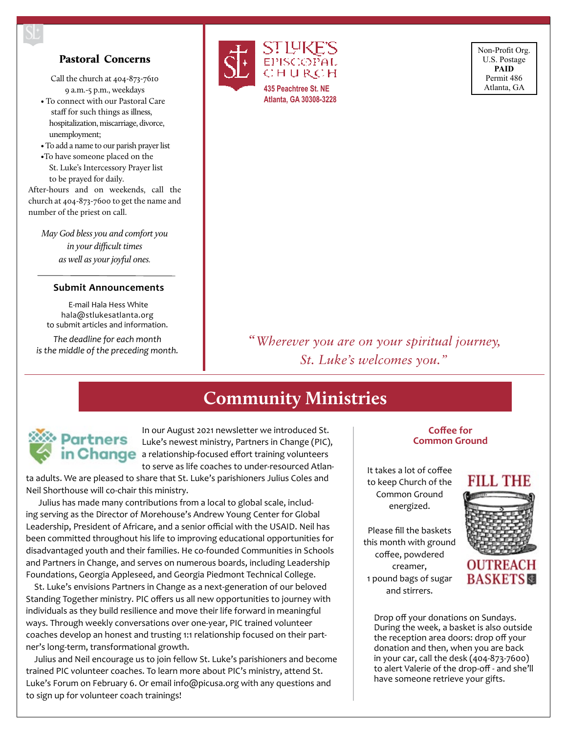## Pastoral Concerns

Call the church at 404-873-7610
9 a.m.-5 p.m., weekdays

- To connect with our Pastoral Care staff for such things as illness, hospitalization, miscarriage, divorce, unemployment;
- To add a name to our parish prayer list
- To have someone placed on the St. Luke's Intercessory Prayer list to be prayed for daily.

After-hours and on weekends, call the church at 404-873-7600 to get the name and number of the priest on call.

*May God bless you and comfort you*
*in your difficult times*
*as well as your joyful ones.*

### Submit Announcements

E-mail Hala Hess White
hala@stlukesatlanta.org
to submit articles and information.

*The deadline for each month*
*is the middle of the preceding month.*

ST. LUKE'S EPISCOPAL CHURCH
435 Peachtree St. NE
Atlanta, GA 30308-3228

Non-Profit Org.
U.S. Postage
**PAID**
Permit 486
Atlanta, GA

*"Wherever you are on your spiritual journey, St. Luke's welcomes you."*

# Community Ministries

Partners in Change

In our August 2021 newsletter we introduced St. Luke's newest ministry, Partners in Change (PIC), a relationship-focused effort training volunteers to serve as life coaches to under-resourced Atlanta adults. We are pleased to share that St. Luke's parishioners Julius Coles and Neil Shorthouse will co-chair this ministry.

Julius has made many contributions from a local to global scale, including serving as the Director of Morehouse's Andrew Young Center for Global Leadership, President of Africare, and a senior official with the USAID. Neil has been committed throughout his life to improving educational opportunities for disadvantaged youth and their families. He co-founded Communities in Schools and Partners in Change, and serves on numerous boards, including Leadership Foundations, Georgia Appleseed, and Georgia Piedmont Technical College.

St. Luke's envisions Partners in Change as a next-generation of our beloved Standing Together ministry. PIC offers us all new opportunities to journey with individuals as they build resilience and move their life forward in meaningful ways. Through weekly conversations over one-year, PIC trained volunteer coaches develop an honest and trusting 1:1 relationship focused on their partner's long-term, transformational growth.

Julius and Neil encourage us to join fellow St. Luke's parishioners and become trained PIC volunteer coaches. To learn more about PIC's ministry, attend St. Luke's Forum on February 6. Or email info@picusa.org with any questions and to sign up for volunteer coach trainings!

### Coffee for Common Ground

It takes a lot of coffee to keep Church of the Common Ground energized.

Please fill the baskets this month with ground coffee, powdered creamer, 1 pound bags of sugar and stirrers.

FILL THE OUTREACH BASKETS

Drop off your donations on Sundays. During the week, a basket is also outside the reception area doors: drop off your donation and then, when you are back in your car, call the desk (404-873-7600) to alert Valerie of the drop-off - and she'll have someone retrieve your gifts.